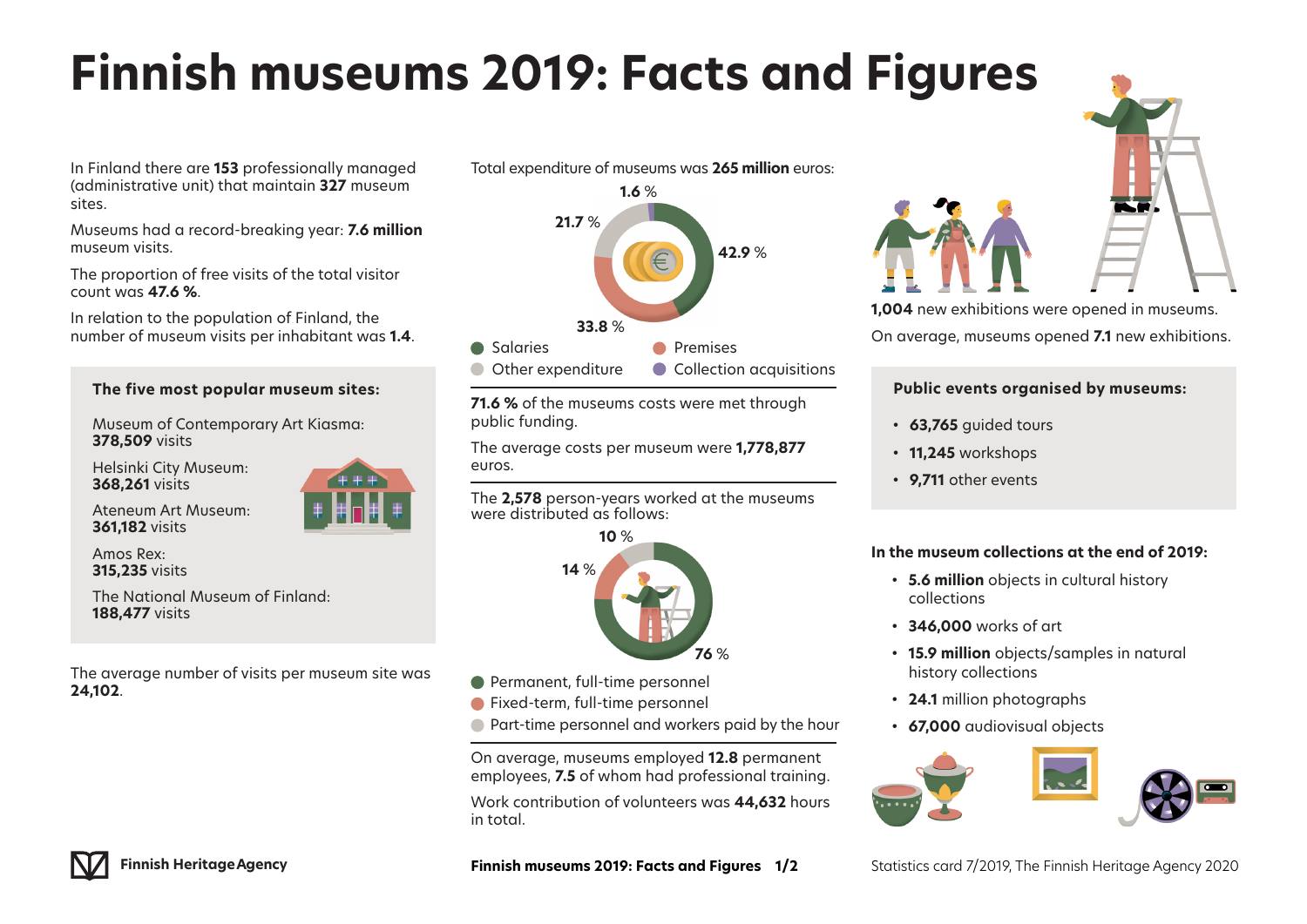# Finnish museums 2019: Facts and Figures

In Finland there are **153** professionally managed (administrative unit) that maintain **327** museum sites.

Museums had a record-breaking year: **7.6 million** museum visits.

The proportion of free visits of the total visitor count was **47.6 %**.

In relation to the population of Finland, the number of museum visits per inhabitant was **1.4**.

### The five most popular museum sites:

Museum of Contemporary Art Kiasma:
**378,509** visits

Helsinki City Museum:
**368,261** visits

Ateneum Art Museum:
**361,182** visits

Amos Rex:
**315,235** visits

The National Museum of Finland:
**188,477** visits

The average number of visits per museum site was **24,102**.

Total expenditure of museums was **265 million** euros:

- Salaries: 42.9 %
- Premises: 33.8 %
- Other expenditure: 21.7 %
- Collection acquisitions: 1.6 %

**71.6 %** of the museums costs were met through public funding.

The average costs per museum were **1,778,877** euros.

The **2,578** person-years worked at the museums were distributed as follows:

- Permanent, full-time personnel: 76 %
- Fixed-term, full-time personnel: 14 %
- Part-time personnel and workers paid by the hour: 10 %

On average, museums employed **12.8** permanent employees, **7.5** of whom had professional training.

Work contribution of volunteers was **44,632** hours in total.

**1,004** new exhibitions were opened in museums.

On average, museums opened **7.1** new exhibitions.

### Public events organised by museums:

- **63,765** guided tours
- **11,245** workshops
- **9,711** other events

### In the museum collections at the end of 2019:

- **5.6 million** objects in cultural history collections
- **346,000** works of art
- **15.9 million** objects/samples in natural history collections
- **24.1** million photographs
- **67,000** audiovisual objects

Finnish Heritage Agency

Statistics card 7/2019, The Finnish Heritage Agency 2020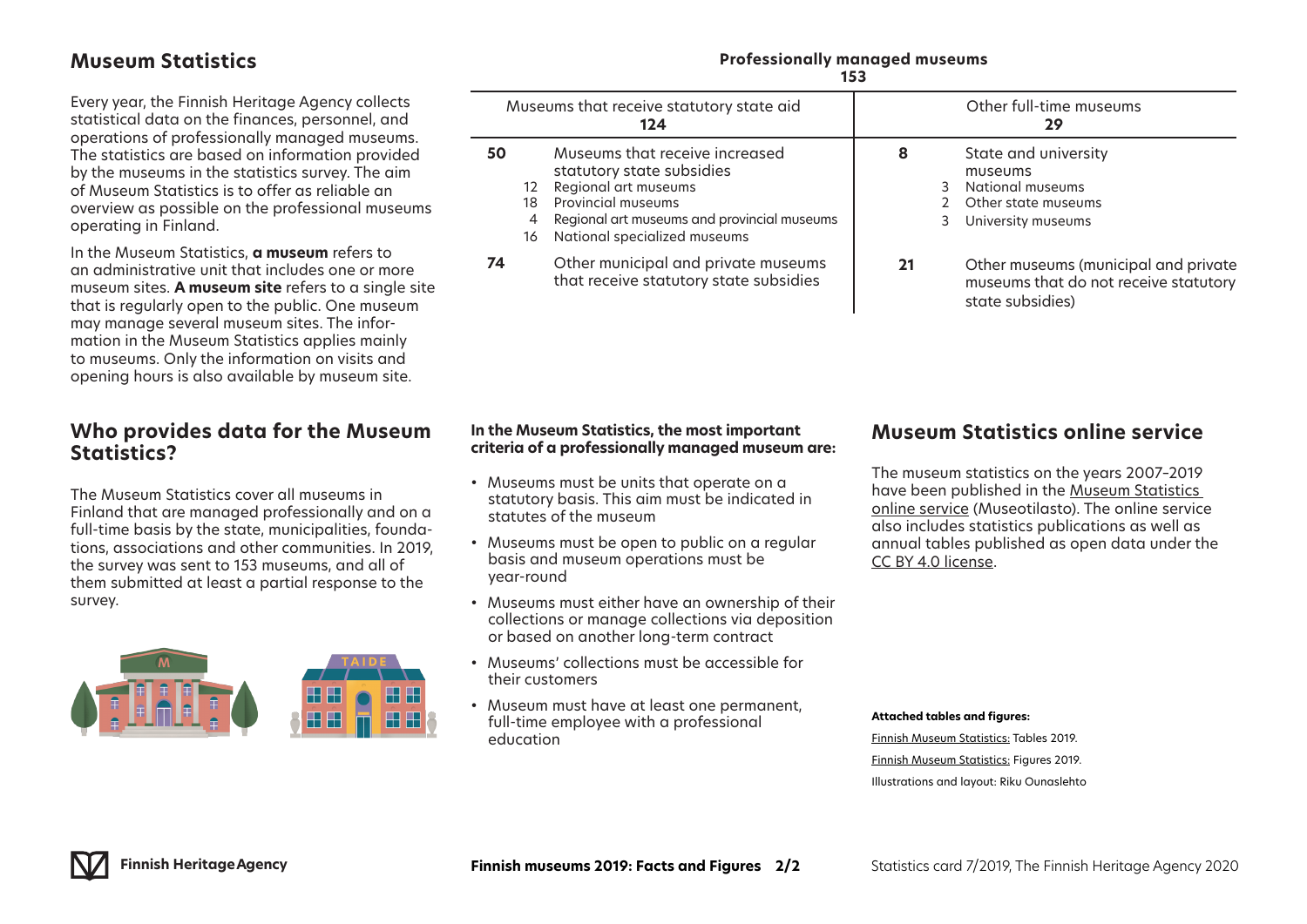## Museum Statistics

Every year, the Finnish Heritage Agency collects statistical data on the finances, personnel, and operations of professionally managed museums. The statistics are based on information provided by the museums in the statistics survey. The aim of Museum Statistics is to offer as reliable an overview as possible on the professional museums operating in Finland.

In the Museum Statistics, **a museum** refers to an administrative unit that includes one or more museum sites. **A museum site** refers to a single site that is regularly open to the public. One museum may manage several museum sites. The information in the Museum Statistics applies mainly to museums. Only the information on visits and opening hours is also available by museum site.

**Professionally managed museums**
**153**

| Museums that receive statutory state aid **124** | | | Other full-time museums **29** | | |
|---|---|---|---|---|---|
| **50** | | Museums that receive increased statutory state subsidies | **8** | | State and university museums |
| | 12 | Regional art museums | | 3 | National museums |
| | 18 | Provincial museums | | 2 | Other state museums |
| | 4 | Regional art museums and provincial museums | | 3 | University museums |
| | 16 | National specialized museums | | | |
| **74** | | Other municipal and private museums that receive statutory state subsidies | **21** | | Other museums (municipal and private museums that do not receive statutory state subsidies) |

## Who provides data for the Museum Statistics?

The Museum Statistics cover all museums in Finland that are managed professionally and on a full-time basis by the state, municipalities, foundations, associations and other communities. In 2019, the survey was sent to 153 museums, and all of them submitted at least a partial response to the survey.

**In the Museum Statistics, the most important criteria of a professionally managed museum are:**

- Museums must be units that operate on a statutory basis. This aim must be indicated in statutes of the museum
- Museums must be open to public on a regular basis and museum operations must be year-round
- Museums must either have an ownership of their collections or manage collections via deposition or based on another long-term contract
- Museums' collections must be accessible for their customers
- Museum must have at least one permanent, full-time employee with a professional education

## Museum Statistics online service

The museum statistics on the years 2007–2019 have been published in the Museum Statistics online service (Museotilasto). The online service also includes statistics publications as well as annual tables published as open data under the CC BY 4.0 license.

**Attached tables and figures:**

Finnish Museum Statistics: Tables 2019.

Finnish Museum Statistics: Figures 2019.

Illustrations and layout: Riku Ounaslehto

Finnish Heritage Agency

Statistics card 7/2019, The Finnish Heritage Agency 2020